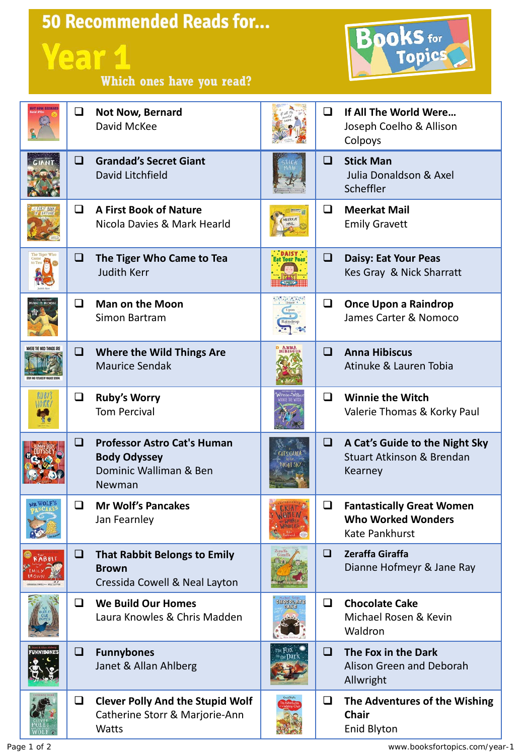# 50 Recommended Reads for...

# Year 1

**Which ones have you read?**

Books for Topics

| Book | Book |
|---|---|
| ❑ **Not Now, Bernard**<br>David McKee | ❑ **If All The World Were...**<br>Joseph Coelho & Allison Colpoys |
| ❑ **Grandad's Secret Giant**<br>David Litchfield | ❑ **Stick Man**<br>Julia Donaldson & Axel Scheffler |
| ❑ **A First Book of Nature**<br>Nicola Davies & Mark Hearld | ❑ **Meerkat Mail**<br>Emily Gravett |
| ❑ **The Tiger Who Came to Tea**<br>Judith Kerr | ❑ **Daisy: Eat Your Peas**<br>Kes Gray & Nick Sharratt |
| ❑ **Man on the Moon**<br>Simon Bartram | ❑ **Once Upon a Raindrop**<br>James Carter & Nomoco |
| ❑ **Where the Wild Things Are**<br>Maurice Sendak | ❑ **Anna Hibiscus**<br>Atinuke & Lauren Tobia |
| ❑ **Ruby's Worry**<br>Tom Percival | ❑ **Winnie the Witch**<br>Valerie Thomas & Korky Paul |
| ❑ **Professor Astro Cat's Human Body Odyssey**<br>Dominic Walliman & Ben Newman | ❑ **A Cat's Guide to the Night Sky**<br>Stuart Atkinson & Brendan Kearney |
| ❑ **Mr Wolf's Pancakes**<br>Jan Fearnley | ❑ **Fantastically Great Women Who Worked Wonders**<br>Kate Pankhurst |
| ❑ **That Rabbit Belongs to Emily Brown**<br>Cressida Cowell & Neal Layton | ❑ **Zeraffa Giraffa**<br>Dianne Hofmeyr & Jane Ray |
| ❑ **We Build Our Homes**<br>Laura Knowles & Chris Madden | ❑ **Chocolate Cake**<br>Michael Rosen & Kevin Waldron |
| ❑ **Funnybones**<br>Janet & Allan Ahlberg | ❑ **The Fox in the Dark**<br>Alison Green and Deborah Allwright |
| ❑ **Clever Polly And the Stupid Wolf**<br>Catherine Storr & Marjorie-Ann Watts | ❑ **The Adventures of the Wishing Chair**<br>Enid Blyton |

www.booksfortopics.com/year-1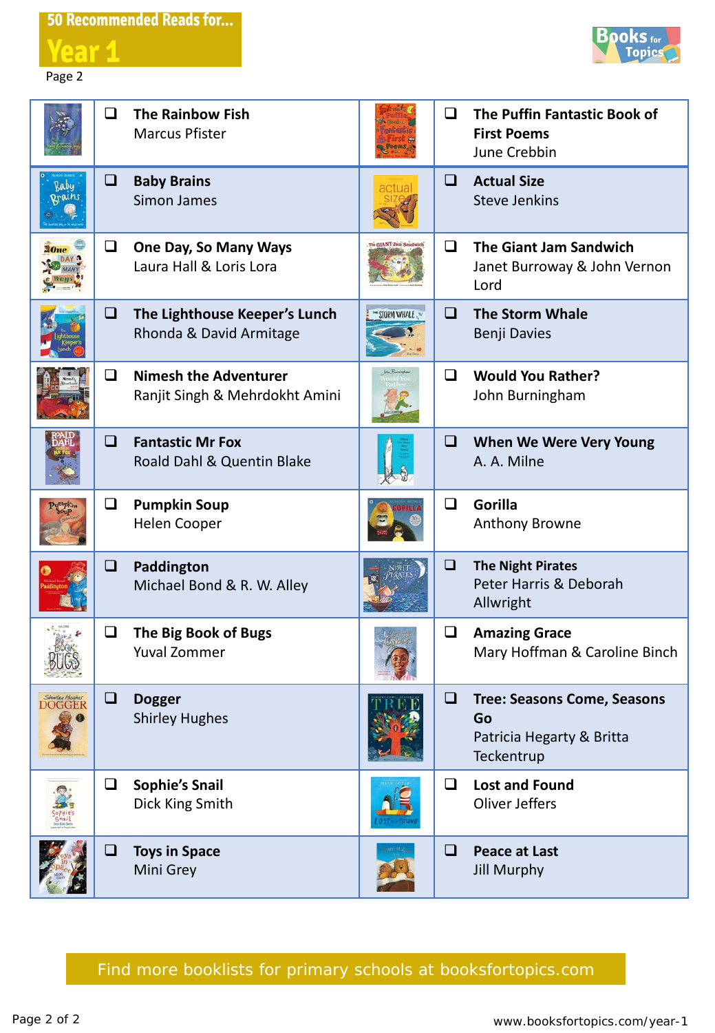## 50 Recommended Reads for...

# Year 1

Page 2

| | | | |
|---|---|---|---|
| | ❑ **The Rainbow Fish** Marcus Pfister | | ❑ **The Puffin Fantastic Book of First Poems** June Crebbin |
| | ❑ **Baby Brains** Simon James | | ❑ **Actual Size** Steve Jenkins |
| | ❑ **One Day, So Many Ways** Laura Hall & Loris Lora | | ❑ **The Giant Jam Sandwich** Janet Burroway & John Vernon Lord |
| | ❑ **The Lighthouse Keeper's Lunch** Rhonda & David Armitage | | ❑ **The Storm Whale** Benji Davies |
| | ❑ **Nimesh the Adventurer** Ranjit Singh & Mehrdokht Amini | | ❑ **Would You Rather?** John Burningham |
| | ❑ **Fantastic Mr Fox** Roald Dahl & Quentin Blake | | ❑ **When We Were Very Young** A. A. Milne |
| | ❑ **Pumpkin Soup** Helen Cooper | | ❑ **Gorilla** Anthony Browne |
| | ❑ **Paddington** Michael Bond & R. W. Alley | | ❑ **The Night Pirates** Peter Harris & Deborah Allwright |
| | ❑ **The Big Book of Bugs** Yuval Zommer | | ❑ **Amazing Grace** Mary Hoffman & Caroline Binch |
| | ❑ **Dogger** Shirley Hughes | | ❑ **Tree: Seasons Come, Seasons Go** Patricia Hegarty & Britta Teckentrup |
| | ❑ **Sophie's Snail** Dick King Smith | | ❑ **Lost and Found** Oliver Jeffers |
| | ❑ **Toys in Space** Mini Grey | | ❑ **Peace at Last** Jill Murphy |

Find more booklists for primary schools at booksfortopics.com